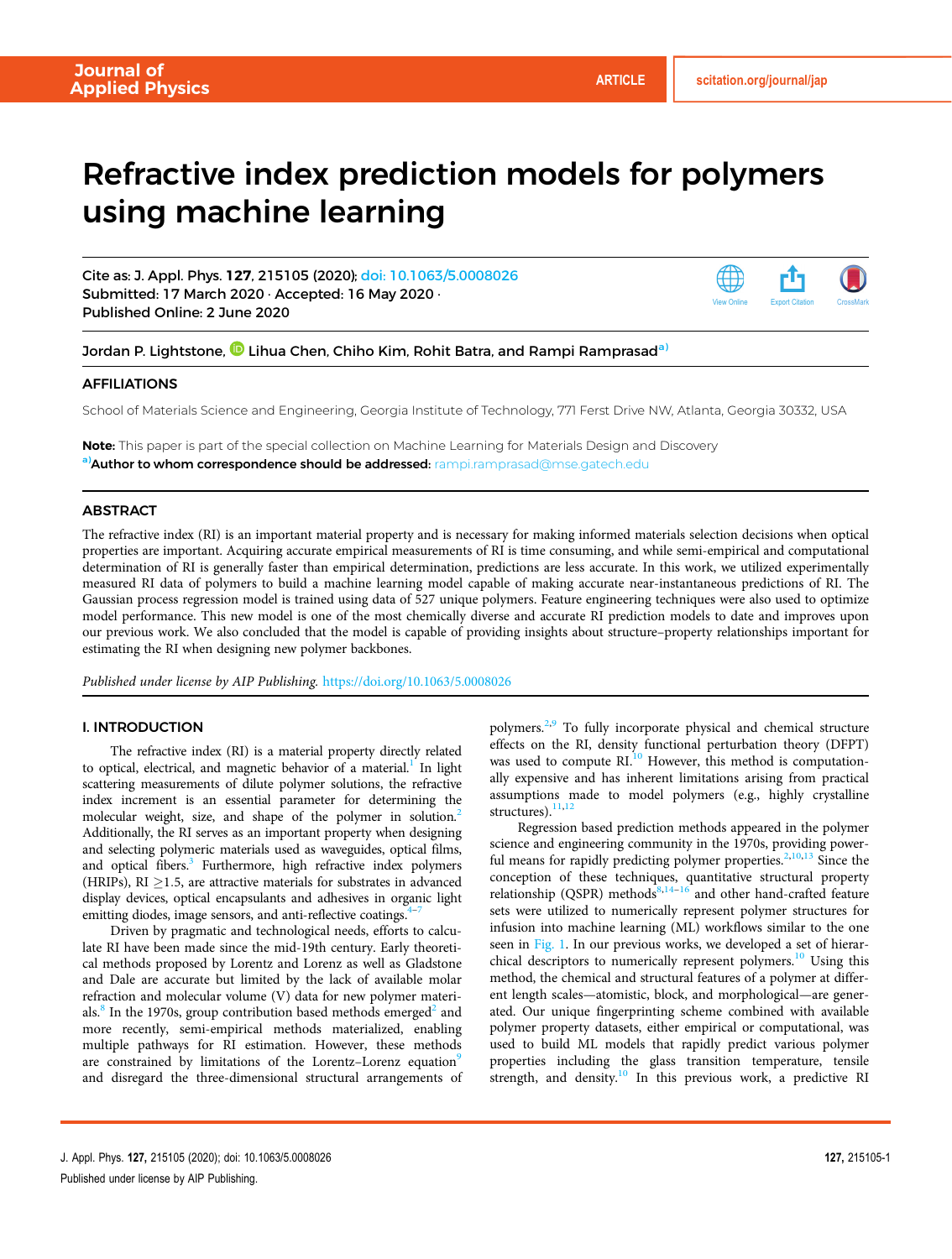# Refractive index prediction models for polymers using machine learning

Cite as: J. Appl. Phys. **127**, 215105 (2020); doi: 10.1063/5.0008026
Submitted: 17 March 2020 · Accepted: 16 May 2020 ·
Published Online: 2 June 2020

Jordan P. Lightstone, Lihua Chen, Chiho Kim, Rohit Batra, and Rampi Ramprasad[a)]

## AFFILIATIONS

School of Materials Science and Engineering, Georgia Institute of Technology, 771 Ferst Drive NW, Atlanta, Georgia 30332, USA

**Note:** This paper is part of the special collection on Machine Learning for Materials Design and Discovery
[a)]**Author to whom correspondence should be addressed:** rampi.ramprasad@mse.gatech.edu

## ABSTRACT

The refractive index (RI) is an important material property and is necessary for making informed materials selection decisions when optical properties are important. Acquiring accurate empirical measurements of RI is time consuming, and while semi-empirical and computational determination of RI is generally faster than empirical determination, predictions are less accurate. In this work, we utilized experimentally measured RI data of polymers to build a machine learning model capable of making accurate near-instantaneous predictions of RI. The Gaussian process regression model is trained using data of 527 unique polymers. Feature engineering techniques were also used to optimize model performance. This new model is one of the most chemically diverse and accurate RI prediction models to date and improves upon our previous work. We also concluded that the model is capable of providing insights about structure–property relationships important for estimating the RI when designing new polymer backbones.

*Published under license by AIP Publishing.* https://doi.org/10.1063/5.0008026

## I. INTRODUCTION

The refractive index (RI) is a material property directly related to optical, electrical, and magnetic behavior of a material.[1] In light scattering measurements of dilute polymer solutions, the refractive index increment is an essential parameter for determining the molecular weight, size, and shape of the polymer in solution.[2] Additionally, the RI serves as an important property when designing and selecting polymeric materials used as waveguides, optical films, and optical fibers.[3] Furthermore, high refractive index polymers (HRIPs), RI $\geq$1.5, are attractive materials for substrates in advanced display devices, optical encapsulants and adhesives in organic light emitting diodes, image sensors, and anti-reflective coatings.[4–7]

Driven by pragmatic and technological needs, efforts to calculate RI have been made since the mid-19th century. Early theoretical methods proposed by Lorentz and Lorenz as well as Gladstone and Dale are accurate but limited by the lack of available molar refraction and molecular volume (V) data for new polymer materials.[8] In the 1970s, group contribution based methods emerged[2] and more recently, semi-empirical methods materialized, enabling multiple pathways for RI estimation. However, these methods are constrained by limitations of the Lorentz–Lorenz equation[9] and disregard the three-dimensional structural arrangements of polymers.[2,9] To fully incorporate physical and chemical structure effects on the RI, density functional perturbation theory (DFPT) was used to compute RI.[10] However, this method is computationally expensive and has inherent limitations arising from practical assumptions made to model polymers (e.g., highly crystalline structures).[11,12]

Regression based prediction methods appeared in the polymer science and engineering community in the 1970s, providing powerful means for rapidly predicting polymer properties.[2,10,13] Since the conception of these techniques, quantitative structural property relationship (QSPR) methods[8,14–16] and other hand-crafted feature sets were utilized to numerically represent polymer structures for infusion into machine learning (ML) workflows similar to the one seen in Fig. 1. In our previous works, we developed a set of hierarchical descriptors to numerically represent polymers.[10] Using this method, the chemical and structural features of a polymer at different length scales—atomistic, block, and morphological—are generated. Our unique fingerprinting scheme combined with available polymer property datasets, either empirical or computational, was used to build ML models that rapidly predict various polymer properties including the glass transition temperature, tensile strength, and density.[10] In this previous work, a predictive RI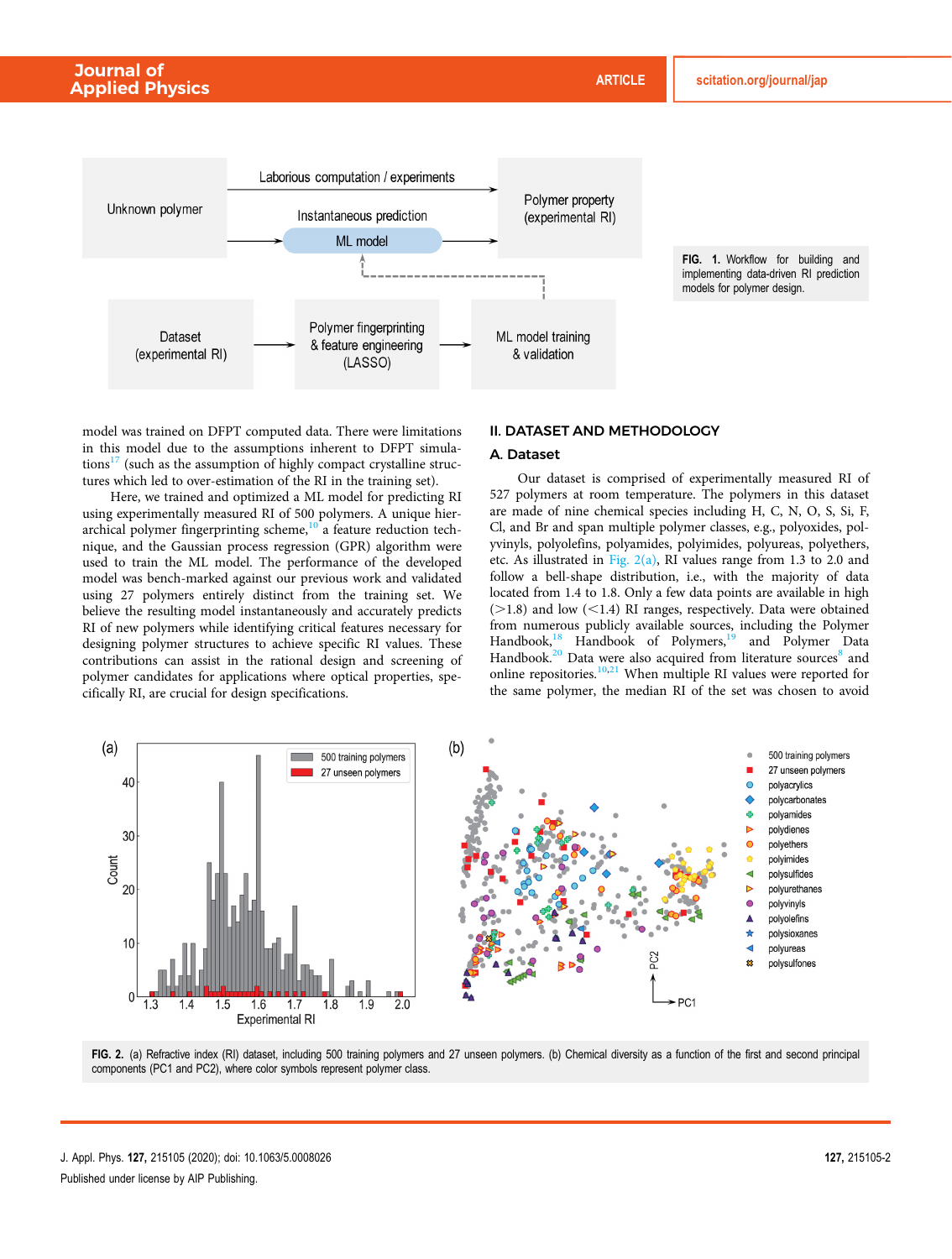FIG. 1. Workflow for building and implementing data-driven RI prediction models for polymer design.

model was trained on DFPT computed data. There were limitations in this model due to the assumptions inherent to DFPT simulations[17] (such as the assumption of highly compact crystalline structures which led to over-estimation of the RI in the training set).

Here, we trained and optimized a ML model for predicting RI using experimentally measured RI of 500 polymers. A unique hierarchical polymer fingerprinting scheme,[10] a feature reduction technique, and the Gaussian process regression (GPR) algorithm were used to train the ML model. The performance of the developed model was bench-marked against our previous work and validated using 27 polymers entirely distinct from the training set. We believe the resulting model instantaneously and accurately predicts RI of new polymers while identifying critical features necessary for designing polymer structures to achieve specific RI values. These contributions can assist in the rational design and screening of polymer candidates for applications where optical properties, specifically RI, are crucial for design specifications.

## II. DATASET AND METHODOLOGY

### A. Dataset

Our dataset is comprised of experimentally measured RI of 527 polymers at room temperature. The polymers in this dataset are made of nine chemical species including H, C, N, O, S, Si, F, Cl, and Br and span multiple polymer classes, e.g., polyoxides, polyvinyls, polyolefins, polyamides, polyimides, polyureas, polyethers, etc. As illustrated in Fig. 2(a), RI values range from 1.3 to 2.0 and follow a bell-shape distribution, i.e., with the majority of data located from 1.4 to 1.8. Only a few data points are available in high (>1.8) and low (<1.4) RI ranges, respectively. Data were obtained from numerous publicly available sources, including the Polymer Handbook,[18] Handbook of Polymers,[19] and Polymer Data Handbook.[20] Data were also acquired from literature sources[8] and online repositories.[10,21] When multiple RI values were reported for the same polymer, the median RI of the set was chosen to avoid

FIG. 2. (a) Refractive index (RI) dataset, including 500 training polymers and 27 unseen polymers. (b) Chemical diversity as a function of the first and second principal components (PC1 and PC2), where color symbols represent polymer class.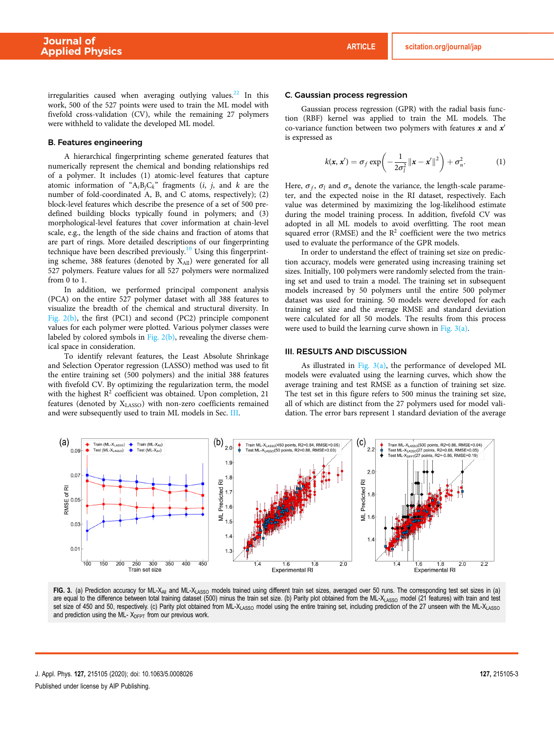irregularities caused when averaging outlying values.[22] In this work, 500 of the 527 points were used to train the ML model with fivefold cross-validation (CV), while the remaining 27 polymers were withheld to validate the developed ML model.

### B. Features engineering

A hierarchical fingerprinting scheme generated features that numerically represent the chemical and bonding relationships red of a polymer. It includes (1) atomic-level features that capture atomic information of "$A_iB_jC_k$" fragments ($i$, $j$, and $k$ are the number of fold-coordinated A, B, and C atoms, respectively); (2) block-level features which describe the presence of a set of 500 pre-defined building blocks typically found in polymers; and (3) morphological-level features that cover information at chain-level scale, e.g., the length of the side chains and fraction of atoms that are part of rings. More detailed descriptions of our fingerprinting technique have been described previously.[10] Using this fingerprinting scheme, 388 features (denoted by $X_{All}$) were generated for all 527 polymers. Feature values for all 527 polymers were normalized from 0 to 1.

In addition, we performed principal component analysis (PCA) on the entire 527 polymer dataset with all 388 features to visualize the breadth of the chemical and structural diversity. In Fig. 2(b), the first (PC1) and second (PC2) principle component values for each polymer were plotted. Various polymer classes were labeled by colored symbols in Fig. 2(b), revealing the diverse chemical space in consideration.

To identify relevant features, the Least Absolute Shrinkage and Selection Operator regression (LASSO) method was used to fit the entire training set (500 polymers) and the initial 388 features with fivefold CV. By optimizing the regularization term, the model with the highest $R^2$ coefficient was obtained. Upon completion, 21 features (denoted by $X_{LASSO}$) with non-zero coefficients remained and were subsequently used to train ML models in Sec. III.

### C. Gaussian process regression

Gaussian process regression (GPR) with the radial basis function (RBF) kernel was applied to train the ML models. The co-variance function between two polymers with features $\boldsymbol{x}$ and $\boldsymbol{x}'$ is expressed as

$$k(\boldsymbol{x}, \boldsymbol{x}') = \sigma_f \exp\left(-\frac{1}{2\sigma_l^2}\|\boldsymbol{x} - \boldsymbol{x}'\|^2\right) + \sigma_n^2. \tag{1}$$

Here, $\sigma_f$, $\sigma_l$ and $\sigma_n$ denote the variance, the length-scale parameter, and the expected noise in the RI dataset, respectively. Each value was determined by maximizing the log-likelihood estimate during the model training process. In addition, fivefold CV was adopted in all ML models to avoid overfitting. The root mean squared error (RMSE) and the $R^2$ coefficient were the two metrics used to evaluate the performance of the GPR models.

In order to understand the effect of training set size on prediction accuracy, models were generated using increasing training set sizes. Initially, 100 polymers were randomly selected from the training set and used to train a model. The training set in subsequent models increased by 50 polymers until the entire 500 polymer dataset was used for training. 50 models were developed for each training set size and the average RMSE and standard deviation were calculated for all 50 models. The results from this process were used to build the learning curve shown in Fig. 3(a).

## III. RESULTS AND DISCUSSION

As illustrated in Fig. 3(a), the performance of developed ML models were evaluated using the learning curves, which show the average training and test RMSE as a function of training set size. The test set in this figure refers to 500 minus the training set size, all of which are distinct from the 27 polymers used for model validation. The error bars represent 1 standard deviation of the average

**FIG. 3.** (a) Prediction accuracy for ML-$X_{All}$ and ML-$X_{LASSO}$ models trained using different train set sizes, averaged over 50 runs. The corresponding test set sizes in (a) are equal to the difference between total training dataset (500) minus the train set size. (b) Parity plot obtained from the ML-$X_{LASSO}$ model (21 features) with train and test set size of 450 and 50, respectively. (c) Parity plot obtained from ML-$X_{LASSO}$ model using the entire training set, including prediction of the 27 unseen with the ML-$X_{LASSO}$ and prediction using the ML- $X_{DFPT}$ from our previous work.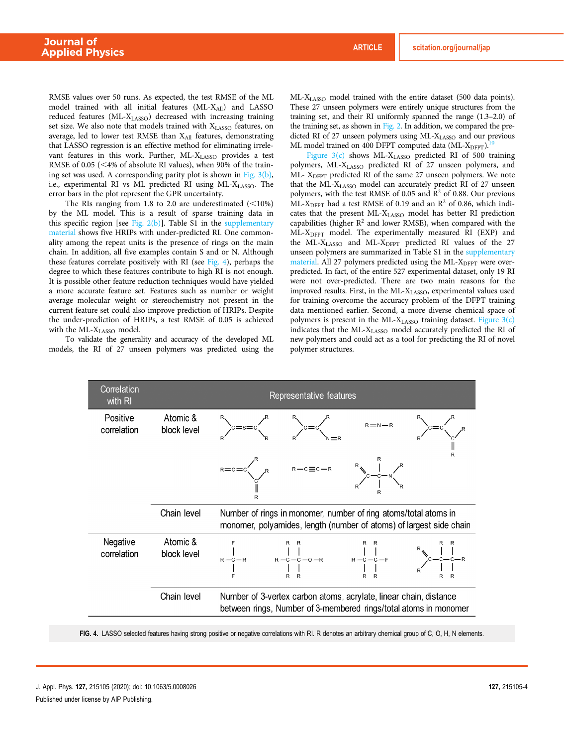RMSE values over 50 runs. As expected, the test RMSE of the ML model trained with all initial features (ML-$X_{All}$) and LASSO reduced features (ML-$X_{LASSO}$) decreased with increasing training set size. We also note that models trained with $X_{LASSO}$ features, on average, led to lower test RMSE than $X_{All}$ features, demonstrating that LASSO regression is an effective method for eliminating irrelevant features in this work. Further, ML-$X_{LASSO}$ provides a test RMSE of 0.05 (<4% of absolute RI values), when 90% of the training set was used. A corresponding parity plot is shown in Fig. 3(b), i.e., experimental RI vs ML predicted RI using ML-$X_{LASSO}$. The error bars in the plot represent the GPR uncertainty.

The RIs ranging from 1.8 to 2.0 are underestimated (<10%) by the ML model. This is a result of sparse training data in this specific region [see Fig. 2(b)]. Table S1 in the supplementary material shows five HRIPs with under-predicted RI. One commonality among the repeat units is the presence of rings on the main chain. In addition, all five examples contain S and or N. Although these features correlate positively with RI (see Fig. 4), perhaps the degree to which these features contribute to high RI is not enough. It is possible other feature reduction techniques would have yielded a more accurate feature set. Features such as number or weight average molecular weight or stereochemistry not present in the current feature set could also improve prediction of HRIPs. Despite the under-prediction of HRIPs, a test RMSE of 0.05 is achieved with the ML-$X_{LASSO}$ model.

To validate the generality and accuracy of the developed ML models, the RI of 27 unseen polymers was predicted using the ML-$X_{LASSO}$ model trained with the entire dataset (500 data points). These 27 unseen polymers were entirely unique structures from the training set, and their RI uniformly spanned the range (1.3–2.0) of the training set, as shown in Fig. 2. In addition, we compared the predicted RI of 27 unseen polymers using ML-$X_{LASSO}$ and our previous ML model trained on 400 DFPT computed data (ML-$X_{DFPT}$).[10]

Figure 3(c) shows ML-$X_{LASSO}$ predicted RI of 500 training polymers, ML-$X_{LASSO}$ predicted RI of 27 unseen polymers, and ML- $X_{DFPT}$ predicted RI of the same 27 unseen polymers. We note that the ML-$X_{LASSO}$ model can accurately predict RI of 27 unseen polymers, with the test RMSE of 0.05 and $R^2$ of 0.88. Our previous ML-$X_{DFPT}$ had a test RMSE of 0.19 and an $R^2$ of 0.86, which indicates that the present ML-$X_{LASSO}$ model has better RI prediction capabilities (higher $R^2$ and lower RMSE), when compared with the ML-$X_{DFPT}$ model. The experimentally measured RI (EXP) and the ML-$X_{LASSO}$ and ML-$X_{DFPT}$ predicted RI values of the 27 unseen polymers are summarized in Table S1 in the supplementary material. All 27 polymers predicted using the ML-$X_{DFPT}$ were over-predicted. In fact, of the entire 527 experimental dataset, only 19 RI were not over-predicted. There are two main reasons for the improved results. First, in the ML-$X_{LASSO}$, experimental values used for training overcome the accuracy problem of the DFPT training data mentioned earlier. Second, a more diverse chemical space of polymers is present in the ML-$X_{LASSO}$ training dataset. Figure 3(c) indicates that the ML-$X_{LASSO}$ model accurately predicted the RI of new polymers and could act as a tool for predicting the RI of novel polymer structures.

| Correlation with RI | | Representative features |
|---|---|---|
| Positive correlation | Atomic & block level | R₂C=S=CR₂; R₂C=C(R)–N=R; R=N–R; R₂C=C(R)–C(=R)R; R=C=C(R)–C(R)(=R); R–C≡C–R; R₂C–C(R)(R)–NR₂ |
| | Chain level | Number of rings in monomer, number of ring atoms/total atoms in monomer, polyamides, length (number of atoms) of largest side chain |
| Negative correlation | Atomic & block level | R–CF₂–R; R–C(R)(R)–C(R)(R)–O–R; R–C(R)(R)–C(R)(R)–F; R₂C–C(R)(R)–C(R)(R)–R |
| | Chain level | Number of 3-vertex carbon atoms, acrylate, linear chain, distance between rings, Number of 3-membered rings/total atoms in monomer |

**FIG. 4.** LASSO selected features having strong positive or negative correlations with RI. R denotes an arbitrary chemical group of C, O, H, N elements.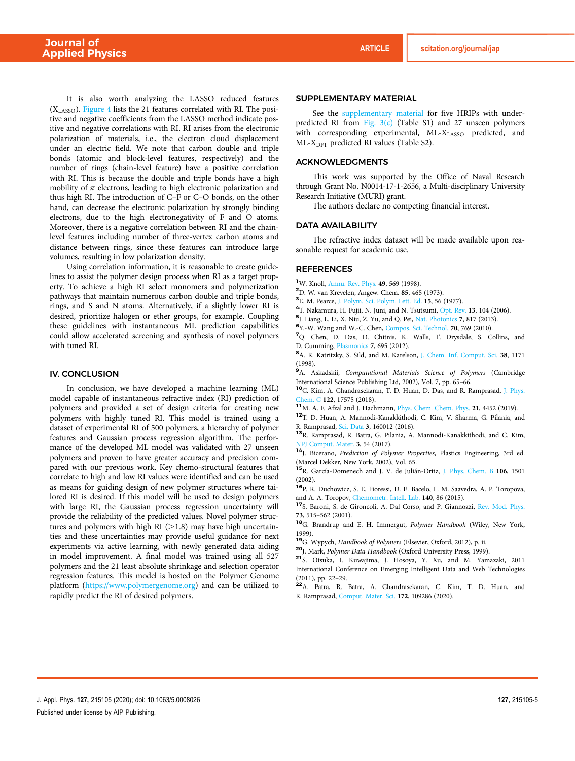It is also worth analyzing the LASSO reduced features ($X_{LASSO}$). Figure 4 lists the 21 features correlated with RI. The positive and negative coefficients from the LASSO method indicate positive and negative correlations with RI. RI arises from the electronic polarization of materials, i.e., the electron cloud displacement under an electric field. We note that carbon double and triple bonds (atomic and block-level features, respectively) and the number of rings (chain-level feature) have a positive correlation with RI. This is because the double and triple bonds have a high mobility of $\pi$ electrons, leading to high electronic polarization and thus high RI. The introduction of C–F or C–O bonds, on the other hand, can decrease the electronic polarization by strongly binding electrons, due to the high electronegativity of F and O atoms. Moreover, there is a negative correlation between RI and the chain-level features including number of three-vertex carbon atoms and distance between rings, since these features can introduce large volumes, resulting in low polarization density.

Using correlation information, it is reasonable to create guidelines to assist the polymer design process when RI as a target property. To achieve a high RI select monomers and polymerization pathways that maintain numerous carbon double and triple bonds, rings, and S and N atoms. Alternatively, if a slightly lower RI is desired, prioritize halogen or ether groups, for example. Coupling these guidelines with instantaneous ML prediction capabilities could allow accelerated screening and synthesis of novel polymers with tuned RI.

## IV. CONCLUSION

In conclusion, we have developed a machine learning (ML) model capable of instantaneous refractive index (RI) prediction of polymers and provided a set of design criteria for creating new polymers with highly tuned RI. This model is trained using a dataset of experimental RI of 500 polymers, a hierarchy of polymer features and Gaussian process regression algorithm. The performance of the developed ML model was validated with 27 unseen polymers and proven to have greater accuracy and precision compared with our previous work. Key chemo-structural features that correlate to high and low RI values were identified and can be used as means for guiding design of new polymer structures where tailored RI is desired. If this model will be used to design polymers with large RI, the Gaussian process regression uncertainty will provide the reliability of the predicted values. Novel polymer structures and polymers with high RI (>1.8) may have high uncertainties and these uncertainties may provide useful guidance for next experiments via active learning, with newly generated data aiding in model improvement. A final model was trained using all 527 polymers and the 21 least absolute shrinkage and selection operator regression features. This model is hosted on the Polymer Genome platform (https://www.polymergenome.org) and can be utilized to rapidly predict the RI of desired polymers.

## SUPPLEMENTARY MATERIAL

See the supplementary material for five HRIPs with underpredicted RI from Fig. 3(c) (Table S1) and 27 unseen polymers with corresponding experimental, ML-$X_{LASSO}$ predicted, and ML-$X_{DFT}$ predicted RI values (Table S2).

## ACKNOWLEDGMENTS

This work was supported by the Office of Naval Research through Grant No. N0014-17-1-2656, a Multi-disciplinary University Research Initiative (MURI) grant.

The authors declare no competing financial interest.

## DATA AVAILABILITY

The refractive index dataset will be made available upon reasonable request for academic use.

## REFERENCES

[1] W. Knoll, Annu. Rev. Phys. **49**, 569 (1998).

[2] D. W. van Krevelen, Angew. Chem. **85**, 465 (1973).

[3] E. M. Pearce, J. Polym. Sci. Polym. Lett. Ed. **15**, 56 (1977).

[4] T. Nakamura, H. Fujii, N. Juni, and N. Tsutsumi, Opt. Rev. **13**, 104 (2006).

[5] J. Liang, L. Li, X. Niu, Z. Yu, and Q. Pei, Nat. Photonics **7**, 817 (2013).

[6] Y.-W. Wang and W.-C. Chen, Compos. Sci. Technol. **70**, 769 (2010).

[7] Q. Chen, D. Das, D. Chitnis, K. Walls, T. Drysdale, S. Collins, and D. Cumming, Plasmonics **7**, 695 (2012).

[8] A. R. Katritzky, S. Sild, and M. Karelson, J. Chem. Inf. Comput. Sci. **38**, 1171 (1998).

[9] A. Askadskii, *Computational Materials Science of Polymers* (Cambridge International Science Publishing Ltd, 2002), Vol. 7, pp. 65–66.

[10] C. Kim, A. Chandrasekaran, T. D. Huan, D. Das, and R. Ramprasad, J. Phys. Chem. C **122**, 17575 (2018).

[11] M. A. F. Afzal and J. Hachmann, Phys. Chem. Chem. Phys. **21**, 4452 (2019).

[12] T. D. Huan, A. Mannodi-Kanakkithodi, C. Kim, V. Sharma, G. Pilania, and R. Ramprasad, Sci. Data **3**, 160012 (2016).

[13] R. Ramprasad, R. Batra, G. Pilania, A. Mannodi-Kanakkithodi, and C. Kim, NPJ Comput. Mater. **3**, 54 (2017).

[14] J. Bicerano, *Prediction of Polymer Properties*, Plastics Engineering, 3rd ed. (Marcel Dekker, New York, 2002), Vol. 65.

[15] R. García-Domenech and J. V. de Julián-Ortiz, J. Phys. Chem. B **106**, 1501 (2002).

[16] P. R. Duchowicz, S. E. Fioressi, D. E. Bacelo, L. M. Saavedra, A. P. Toropova, and A. A. Toropov, Chemometr. Intell. Lab. **140**, 86 (2015).

[17] S. Baroni, S. de Gironcoli, A. Dal Corso, and P. Giannozzi, Rev. Mod. Phys. **73**, 515–562 (2001).

[18] G. Brandrup and E. H. Immergut, *Polymer Handbook* (Wiley, New York, 1999).

[19] G. Wypych, *Handbook of Polymers* (Elsevier, Oxford, 2012), p. ii.

[20] J. Mark, *Polymer Data Handbook* (Oxford University Press, 1999).

[21] S. Otsuka, I. Kuwajima, J. Hosoya, Y. Xu, and M. Yamazaki, 2011 International Conference on Emerging Intelligent Data and Web Technologies (2011), pp. 22–29.

[22] A. Patra, R. Batra, A. Chandrasekaran, C. Kim, T. D. Huan, and R. Ramprasad, Comput. Mater. Sci. **172**, 109286 (2020).